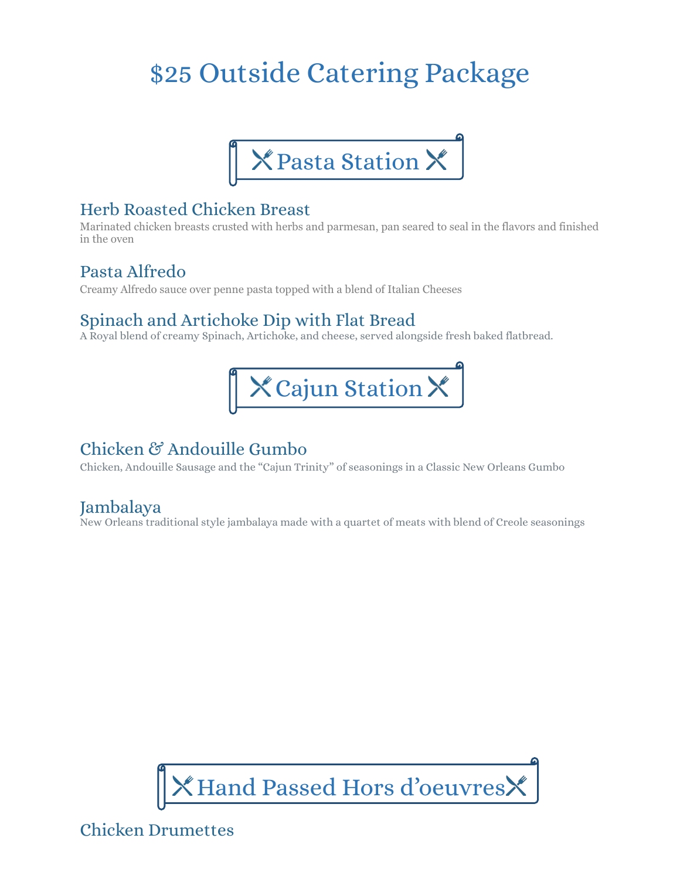# $25 Outside Catering Package

## Pasta Station

### Herb Roasted Chicken Breast

Marinated chicken breasts crusted with herbs and parmesan, pan seared to seal in the flavors and finished in the oven

### Pasta Alfredo

Creamy Alfredo sauce over penne pasta topped with a blend of Italian Cheeses

### Spinach and Artichoke Dip with Flat Bread

A Royal blend of creamy Spinach, Artichoke, and cheese, served alongside fresh baked flatbread.

## Cajun Station

### Chicken & Andouille Gumbo

Chicken, Andouille Sausage and the "Cajun Trinity" of seasonings in a Classic New Orleans Gumbo

### Jambalaya

New Orleans traditional style jambalaya made with a quartet of meats with blend of Creole seasonings

## Hand Passed Hors d'oeuvres

### Chicken Drumettes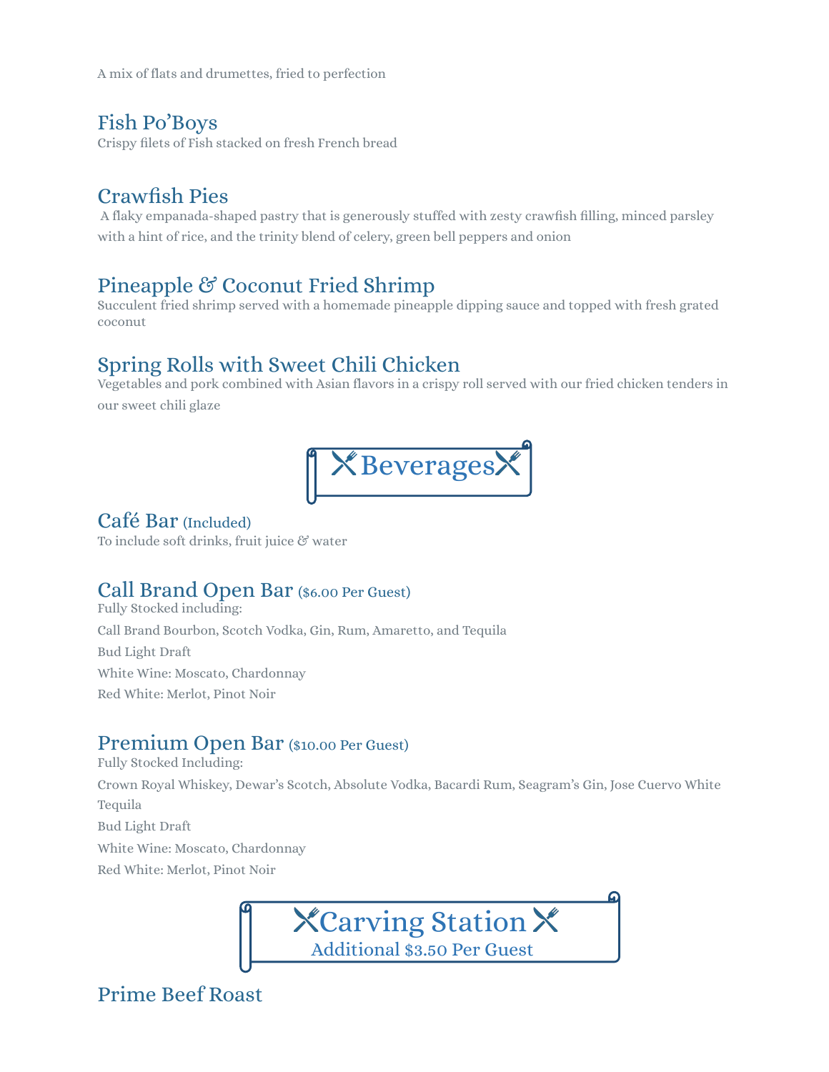A mix of flats and drumettes, fried to perfection

### Fish Po'Boys
Crispy filets of Fish stacked on fresh French bread

### Crawfish Pies
A flaky empanada-shaped pastry that is generously stuffed with zesty crawfish filling, minced parsley with a hint of rice, and the trinity blend of celery, green bell peppers and onion

### Pineapple & Coconut Fried Shrimp
Succulent fried shrimp served with a homemade pineapple dipping sauce and topped with fresh grated coconut

### Spring Rolls with Sweet Chili Chicken
Vegetables and pork combined with Asian flavors in a crispy roll served with our fried chicken tenders in our sweet chili glaze

## Beverages

### Café Bar (Included)
To include soft drinks, fruit juice & water

### Call Brand Open Bar ($6.00 Per Guest)
Fully Stocked including:

Call Brand Bourbon, Scotch Vodka, Gin, Rum, Amaretto, and Tequila

Bud Light Draft

White Wine: Moscato, Chardonnay

Red White: Merlot, Pinot Noir

### Premium Open Bar ($10.00 Per Guest)
Fully Stocked Including:

Crown Royal Whiskey, Dewar's Scotch, Absolute Vodka, Bacardi Rum, Seagram's Gin, Jose Cuervo White Tequila

Bud Light Draft

White Wine: Moscato, Chardonnay

Red White: Merlot, Pinot Noir

## Carving Station
Additional $3.50 Per Guest

### Prime Beef Roast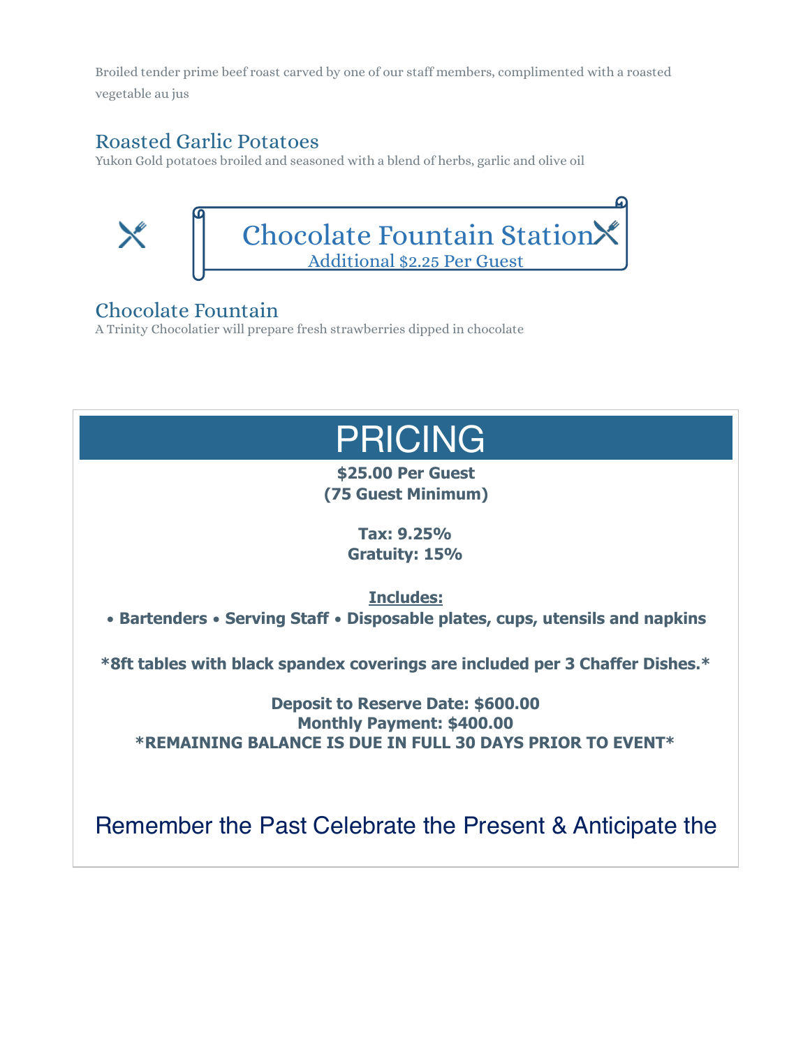Broiled tender prime beef roast carved by one of our staff members, complimented with a roasted vegetable au jus

### Roasted Garlic Potatoes

Yukon Gold potatoes broiled and seasoned with a blend of herbs, garlic and olive oil

## Chocolate Fountain Station

Additional $2.25 Per Guest

### Chocolate Fountain

A Trinity Chocolatier will prepare fresh strawberries dipped in chocolate

# PRICING

**$25.00 Per Guest**
**(75 Guest Minimum)**

**Tax: 9.25%**
**Gratuity: 15%**

**Includes:**
**• Bartenders • Serving Staff • Disposable plates, cups, utensils and napkins**

**\*8ft tables with black spandex coverings are included per 3 Chaffer Dishes.\***

**Deposit to Reserve Date: $600.00**
**Monthly Payment: $400.00**
**\*REMAINING BALANCE IS DUE IN FULL 30 DAYS PRIOR TO EVENT\***

Remember the Past Celebrate the Present & Anticipate the